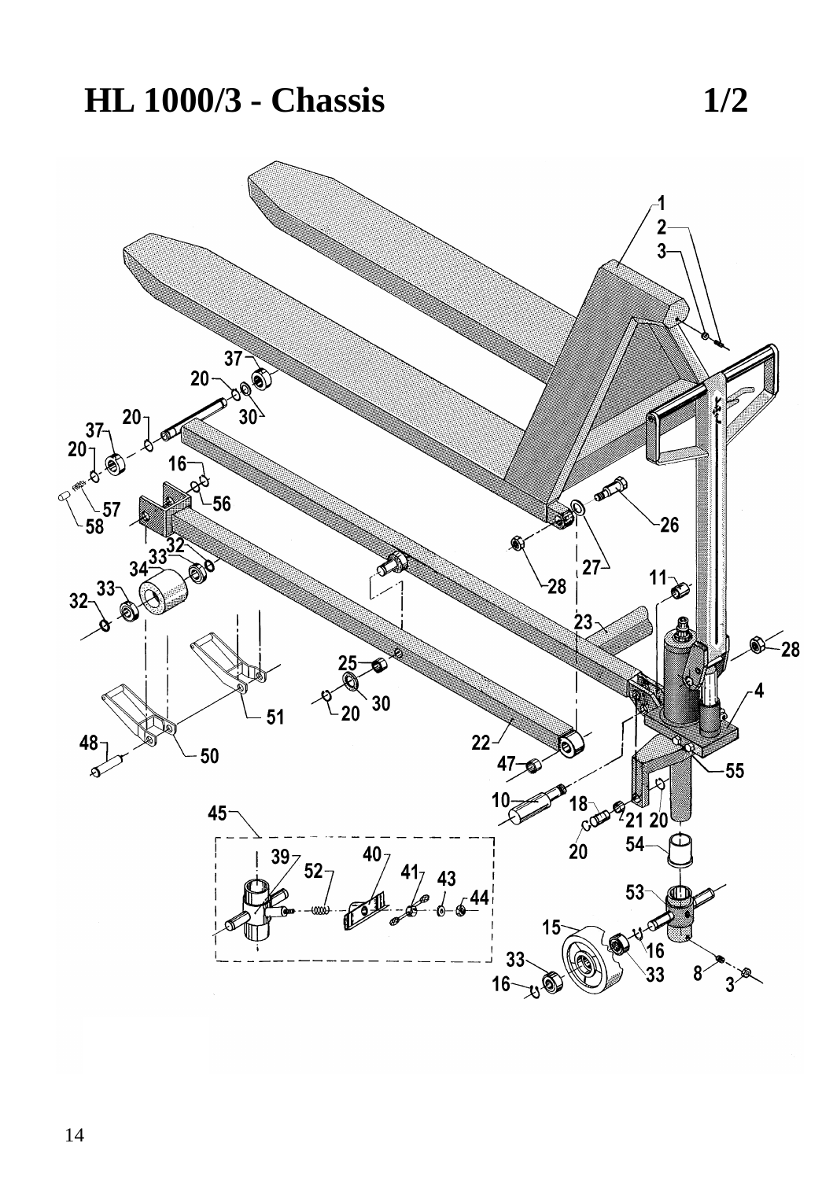# HL 1000/3 - Chassis 1/2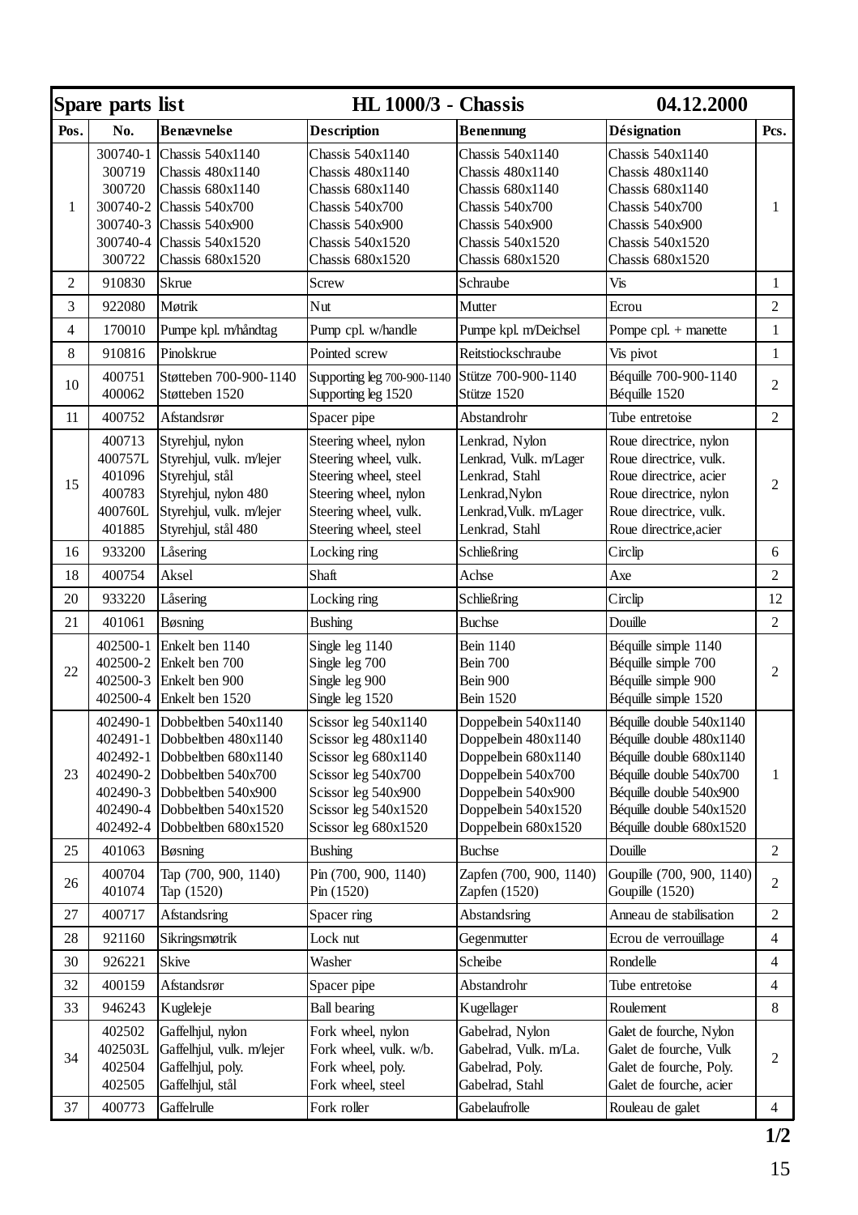| Spare parts list | | | HL 1000/3 - Chassis | | 04.12.2000 | |
|---|---|---|---|---|---|---|
| **Pos.** | **No.** | **Benævnelse** | **Description** | **Benennung** | **Désignation** | **Pcs.** |
| 1 | 300740-1<br>300719<br>300720<br>300740-2<br>300740-3<br>300740-4<br>300722 | Chassis 540x1140<br>Chassis 480x1140<br>Chassis 680x1140<br>Chassis 540x700<br>Chassis 540x900<br>Chassis 540x1520<br>Chassis 680x1520 | Chassis 540x1140<br>Chassis 480x1140<br>Chassis 680x1140<br>Chassis 540x700<br>Chassis 540x900<br>Chassis 540x1520<br>Chassis 680x1520 | Chassis 540x1140<br>Chassis 480x1140<br>Chassis 680x1140<br>Chassis 540x700<br>Chassis 540x900<br>Chassis 540x1520<br>Chassis 680x1520 | Chassis 540x1140<br>Chassis 480x1140<br>Chassis 680x1140<br>Chassis 540x700<br>Chassis 540x900<br>Chassis 540x1520<br>Chassis 680x1520 | 1 |
| 2 | 910830 | Skrue | Screw | Schraube | Vis | 1 |
| 3 | 922080 | Møtrik | Nut | Mutter | Ecrou | 2 |
| 4 | 170010 | Pumpe kpl. m/håndtag | Pump cpl. w/handle | Pumpe kpl. m/Deichsel | Pompe cpl. + manette | 1 |
| 8 | 910816 | Pinolskrue | Pointed screw | Reitstiockschraube | Vis pivot | 1 |
| 10 | 400751<br>400062 | Støtteben 700-900-1140<br>Støtteben 1520 | Supporting leg 700-900-1140<br>Supporting leg 1520 | Stütze 700-900-1140<br>Stütze 1520 | Béquille 700-900-1140<br>Béquille 1520 | 2 |
| 11 | 400752 | Afstandsrør | Spacer pipe | Abstandrohr | Tube entretoise | 2 |
| 15 | 400713<br>400757L<br>401096<br>400783<br>400760L<br>401885 | Styrehjul, nylon<br>Styrehjul, vulk. m/lejer<br>Styrehjul, stål<br>Styrehjul, nylon 480<br>Styrehjul, vulk. m/lejer<br>Styrehjul, stål 480 | Steering wheel, nylon<br>Steering wheel, vulk.<br>Steering wheel, steel<br>Steering wheel, nylon<br>Steering wheel, vulk.<br>Steering wheel, steel | Lenkrad, Nylon<br>Lenkrad, Vulk. m/Lager<br>Lenkrad, Stahl<br>Lenkrad,Nylon<br>Lenkrad,Vulk. m/Lager<br>Lenkrad, Stahl | Roue directrice, nylon<br>Roue directrice, vulk.<br>Roue directrice, acier<br>Roue directrice, nylon<br>Roue directrice, vulk.<br>Roue directrice,acier | 2 |
| 16 | 933200 | Låsering | Locking ring | Schließring | Circlip | 6 |
| 18 | 400754 | Aksel | Shaft | Achse | Axe | 2 |
| 20 | 933220 | Låsering | Locking ring | Schließring | Circlip | 12 |
| 21 | 401061 | Bøsning | Bushing | Buchse | Douille | 2 |
| 22 | 402500-1<br>402500-2<br>402500-3<br>402500-4 | Enkelt ben 1140<br>Enkelt ben 700<br>Enkelt ben 900<br>Enkelt ben 1520 | Single leg 1140<br>Single leg 700<br>Single leg 900<br>Single leg 1520 | Bein 1140<br>Bein 700<br>Bein 900<br>Bein 1520 | Béquille simple 1140<br>Béquille simple 700<br>Béquille simple 900<br>Béquille simple 1520 | 2 |
| 23 | 402490-1<br>402491-1<br>402492-1<br>402490-2<br>402490-3<br>402490-4<br>402492-4 | Dobbeltben 540x1140<br>Dobbeltben 480x1140<br>Dobbeltben 680x1140<br>Dobbeltben 540x700<br>Dobbeltben 540x900<br>Dobbeltben 540x1520<br>Dobbeltben 680x1520 | Scissor leg 540x1140<br>Scissor leg 480x1140<br>Scissor leg 680x1140<br>Scissor leg 540x700<br>Scissor leg 540x900<br>Scissor leg 540x1520<br>Scissor leg 680x1520 | Doppelbein 540x1140<br>Doppelbein 480x1140<br>Doppelbein 680x1140<br>Doppelbein 540x700<br>Doppelbein 540x900<br>Doppelbein 540x1520<br>Doppelbein 680x1520 | Béquille double 540x1140<br>Béquille double 480x1140<br>Béquille double 680x1140<br>Béquille double 540x700<br>Béquille double 540x900<br>Béquille double 540x1520<br>Béquille double 680x1520 | 1 |
| 25 | 401063 | Bøsning | Bushing | Buchse | Douille | 2 |
| 26 | 400704<br>401074 | Tap (700, 900, 1140)<br>Tap (1520) | Pin (700, 900, 1140)<br>Pin (1520) | Zapfen (700, 900, 1140)<br>Zapfen (1520) | Goupille (700, 900, 1140)<br>Goupille (1520) | 2 |
| 27 | 400717 | Afstandsring | Spacer ring | Abstandsring | Anneau de stabilisation | 2 |
| 28 | 921160 | Sikringsmøtrik | Lock nut | Gegenmutter | Ecrou de verrouillage | 4 |
| 30 | 926221 | Skive | Washer | Scheibe | Rondelle | 4 |
| 32 | 400159 | Afstandsrør | Spacer pipe | Abstandrohr | Tube entretoise | 4 |
| 33 | 946243 | Kugleleje | Ball bearing | Kugellager | Roulement | 8 |
| 34 | 402502<br>402503L<br>402504<br>402505 | Gaffelhjul, nylon<br>Gaffelhjul, vulk. m/lejer<br>Gaffelhjul, poly.<br>Gaffelhjul, stål | Fork wheel, nylon<br>Fork wheel, vulk. w/b.<br>Fork wheel, poly.<br>Fork wheel, steel | Gabelrad, Nylon<br>Gabelrad, Vulk. m/La.<br>Gabelrad, Poly.<br>Gabelrad, Stahl | Galet de fourche, Nylon<br>Galet de fourche, Vulk<br>Galet de fourche, Poly.<br>Galet de fourche, acier | 2 |
| 37 | 400773 | Gaffelrulle | Fork roller | Gabelaufrolle | Rouleau de galet | 4 |

**1/2**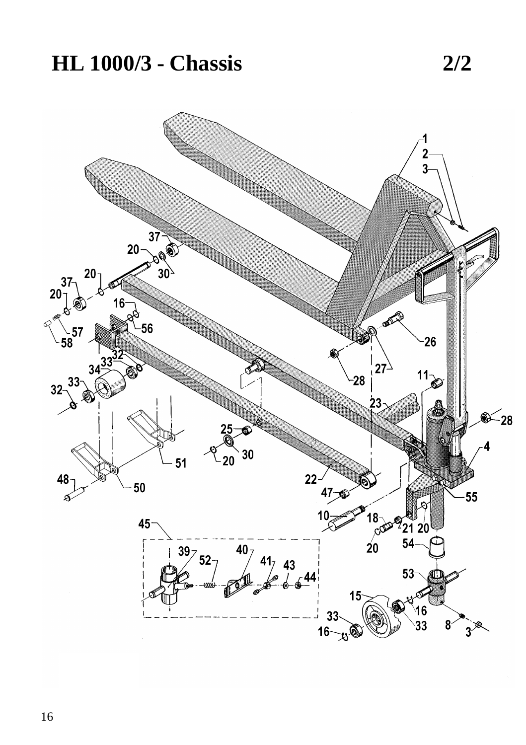# HL 1000/3 - Chassis 2/2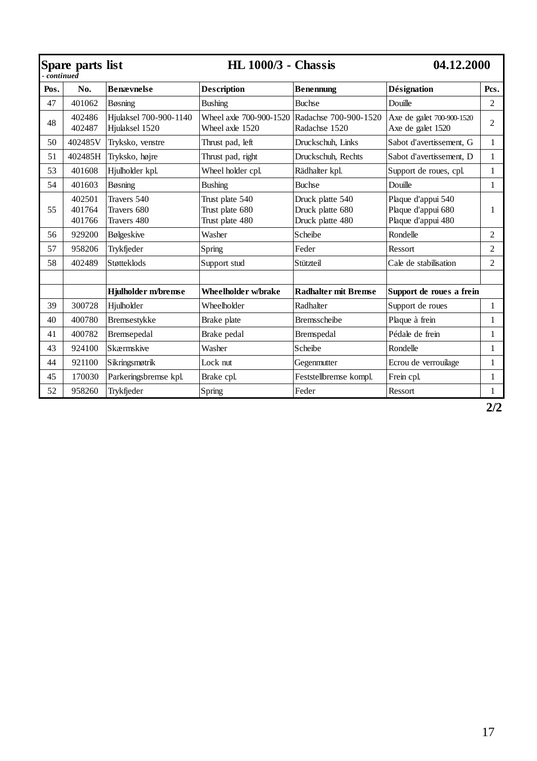# Spare parts list — HL 1000/3 - Chassis — 04.12.2000

*- continued*

| Pos. | No. | Benævnelse | Description | Benennung | Désignation | Pcs. |
|---|---|---|---|---|---|---|
| 47 | 401062 | Bøsning | Bushing | Buchse | Douille | 2 |
| 48 | 402486<br>402487 | Hjulaksel 700-900-1140<br>Hjulaksel 1520 | Wheel axle 700-900-1520<br>Wheel axle 1520 | Radachse 700-900-1520<br>Radachse 1520 | Axe de galet 700-900-1520<br>Axe de galet 1520 | 2 |
| 50 | 402485V | Tryksko, venstre | Thrust pad, left | Druckschuh, Links | Sabot d'avertissement, G | 1 |
| 51 | 402485H | Tryksko, højre | Thrust pad, right | Druckschuh, Rechts | Sabot d'avertissement, D | 1 |
| 53 | 401608 | Hjulholder kpl. | Wheel holder cpl. | Rädhalter kpl. | Support de roues, cpl. | 1 |
| 54 | 401603 | Bøsning | Bushing | Buchse | Douille | 1 |
| 55 | 402501<br>401764<br>401766 | Travers 540<br>Travers 680<br>Travers 480 | Trust plate 540<br>Trust plate 680<br>Trust plate 480 | Druck platte 540<br>Druck platte 680<br>Druck platte 480 | Plaque d'appui 540<br>Plaque d'appui 680<br>Plaque d'appui 480 | 1 |
| 56 | 929200 | Bølgeskive | Washer | Scheibe | Rondelle | 2 |
| 57 | 958206 | Trykfjeder | Spring | Feder | Ressort | 2 |
| 58 | 402489 | Støtteklods | Support stud | Stützteil | Cale de stabilisation | 2 |
| | | | | | | |
| | | **Hjulholder m/bremse** | **Wheelholder w/brake** | **Radhalter mit Bremse** | **Support de roues a frein** | |
| 39 | 300728 | Hjulholder | Wheelholder | Radhalter | Support de roues | 1 |
| 40 | 400780 | Bremsestykke | Brake plate | Bremsscheibe | Plaque à frein | 1 |
| 41 | 400782 | Bremsepedal | Brake pedal | Bremspedal | Pédale de frein | 1 |
| 43 | 924100 | Skærmskive | Washer | Scheibe | Rondelle | 1 |
| 44 | 921100 | Sikringsmøtrik | Lock nut | Gegenmutter | Ecrou de verrouilage | 1 |
| 45 | 170030 | Parkeringsbremse kpl. | Brake cpl. | Feststellbremse kompl. | Frein cpl. | 1 |
| 52 | 958260 | Trykfjeder | Spring | Feder | Ressort | 1 |

**2/2**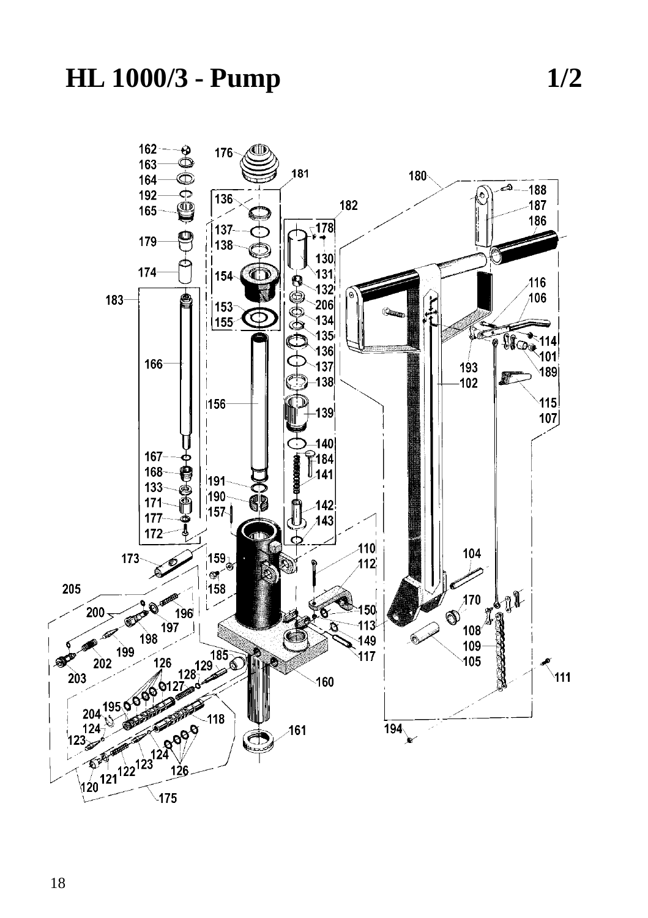# HL 1000/3 - Pump 1/2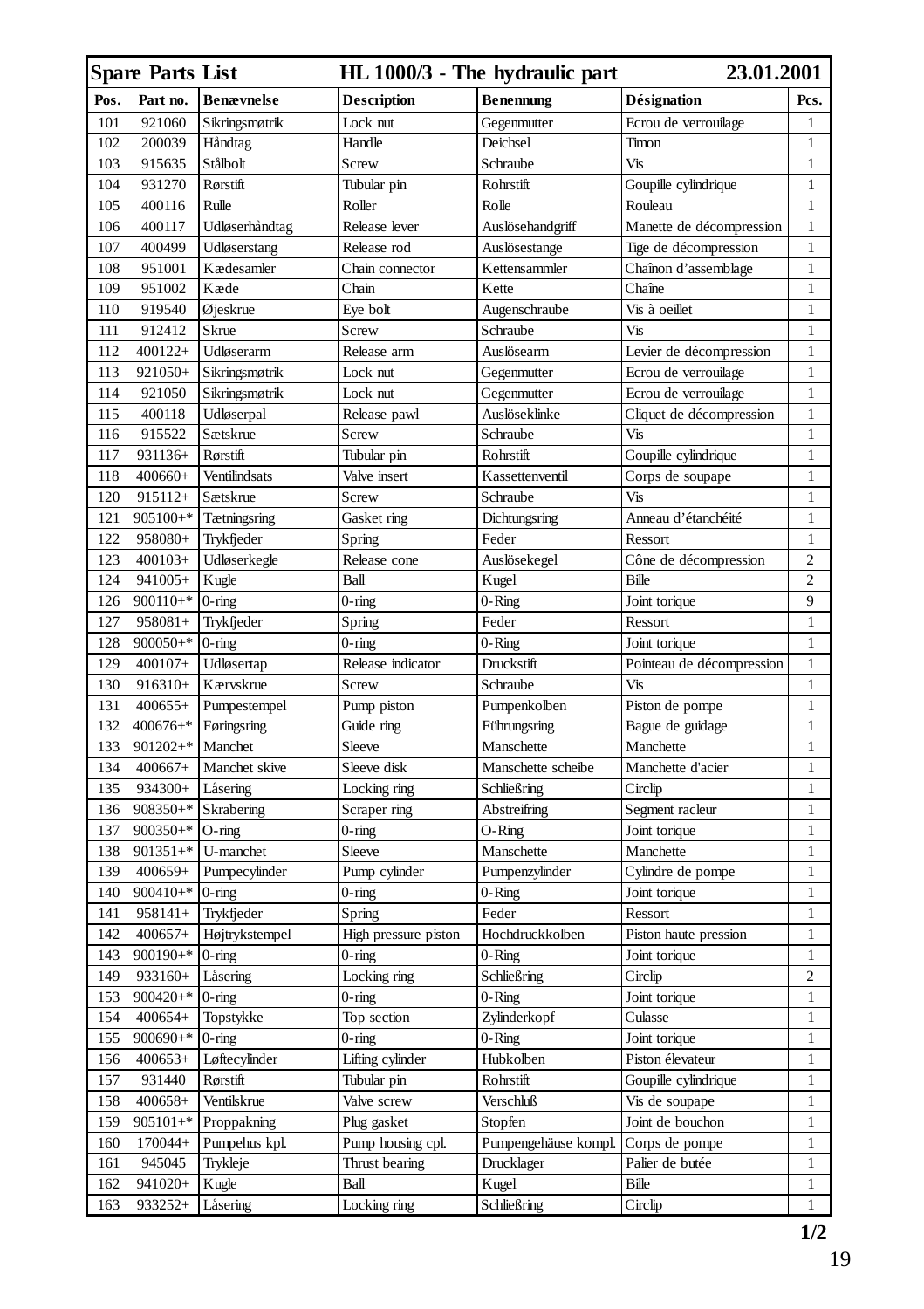| **Spare Parts List** | | | **HL 1000/3 - The hydraulic part** | | | **23.01.2001** |
|---|---|---|---|---|---|---|
| **Pos.** | **Part no.** | **Benævnelse** | **Description** | **Benennung** | **Désignation** | **Pcs.** |
| 101 | 921060 | Sikringsmøtrik | Lock nut | Gegenmutter | Ecrou de verrouilage | 1 |
| 102 | 200039 | Håndtag | Handle | Deichsel | Timon | 1 |
| 103 | 915635 | Stålbolt | Screw | Schraube | Vis | 1 |
| 104 | 931270 | Rørstift | Tubular pin | Rohrstift | Goupille cylindrique | 1 |
| 105 | 400116 | Rulle | Roller | Rolle | Rouleau | 1 |
| 106 | 400117 | Udløserhåndtag | Release lever | Auslösehandgriff | Manette de décompression | 1 |
| 107 | 400499 | Udløserstang | Release rod | Auslösestange | Tige de décompression | 1 |
| 108 | 951001 | Kædesamler | Chain connector | Kettensammler | Chaînon d'assemblage | 1 |
| 109 | 951002 | Kæde | Chain | Kette | Chaîne | 1 |
| 110 | 919540 | Øjeskrue | Eye bolt | Augenschraube | Vis à oeillet | 1 |
| 111 | 912412 | Skrue | Screw | Schraube | Vis | 1 |
| 112 | 400122+ | Udløserarm | Release arm | Auslösearm | Levier de décompression | 1 |
| 113 | 921050+ | Sikringsmøtrik | Lock nut | Gegenmutter | Ecrou de verrouilage | 1 |
| 114 | 921050 | Sikringsmøtrik | Lock nut | Gegenmutter | Ecrou de verrouilage | 1 |
| 115 | 400118 | Udløserpal | Release pawl | Auslöseklinke | Cliquet de décompression | 1 |
| 116 | 915522 | Sætskrue | Screw | Schraube | Vis | 1 |
| 117 | 931136+ | Rørstift | Tubular pin | Rohrstift | Goupille cylindrique | 1 |
| 118 | 400660+ | Ventilindsats | Valve insert | Kassettenventil | Corps de soupape | 1 |
| 120 | 915112+ | Sætskrue | Screw | Schraube | Vis | 1 |
| 121 | 905100+* | Tætningsring | Gasket ring | Dichtungsring | Anneau d'étanchéité | 1 |
| 122 | 958080+ | Trykfjeder | Spring | Feder | Ressort | 1 |
| 123 | 400103+ | Udløserkegle | Release cone | Auslösekegel | Cône de décompression | 2 |
| 124 | 941005+ | Kugle | Ball | Kugel | Bille | 2 |
| 126 | 900110+* | 0-ring | 0-ring | 0-Ring | Joint torique | 9 |
| 127 | 958081+ | Trykfjeder | Spring | Feder | Ressort | 1 |
| 128 | 900050+* | 0-ring | 0-ring | 0-Ring | Joint torique | 1 |
| 129 | 400107+ | Udløsertap | Release indicator | Druckstift | Pointeau de décompression | 1 |
| 130 | 916310+ | Kærvskrue | Screw | Schraube | Vis | 1 |
| 131 | 400655+ | Pumpestempel | Pump piston | Pumpenkolben | Piston de pompe | 1 |
| 132 | 400676+* | Føringsring | Guide ring | Führungsring | Bague de guidage | 1 |
| 133 | 901202+* | Manchet | Sleeve | Manschette | Manchette | 1 |
| 134 | 400667+ | Manchet skive | Sleeve disk | Manschette scheibe | Manchette d'acier | 1 |
| 135 | 934300+ | Låsering | Locking ring | Schließring | Circlip | 1 |
| 136 | 908350+* | Skrabering | Scraper ring | Abstreifring | Segment racleur | 1 |
| 137 | 900350+* | O-ring | 0-ring | O-Ring | Joint torique | 1 |
| 138 | 901351+* | U-manchet | Sleeve | Manschette | Manchette | 1 |
| 139 | 400659+ | Pumpecylinder | Pump cylinder | Pumpenzylinder | Cylindre de pompe | 1 |
| 140 | 900410+* | 0-ring | 0-ring | 0-Ring | Joint torique | 1 |
| 141 | 958141+ | Trykfjeder | Spring | Feder | Ressort | 1 |
| 142 | 400657+ | Højtrykstempel | High pressure piston | Hochdruckkolben | Piston haute pression | 1 |
| 143 | 900190+* | 0-ring | 0-ring | 0-Ring | Joint torique | 1 |
| 149 | 933160+ | Låsering | Locking ring | Schließring | Circlip | 2 |
| 153 | 900420+* | 0-ring | 0-ring | 0-Ring | Joint torique | 1 |
| 154 | 400654+ | Topstykke | Top section | Zylinderkopf | Culasse | 1 |
| 155 | 900690+* | 0-ring | 0-ring | 0-Ring | Joint torique | 1 |
| 156 | 400653+ | Løftecylinder | Lifting cylinder | Hubkolben | Piston élevateur | 1 |
| 157 | 931440 | Rørstift | Tubular pin | Rohrstift | Goupille cylindrique | 1 |
| 158 | 400658+ | Ventilskrue | Valve screw | Verschluß | Vis de soupape | 1 |
| 159 | 905101+* | Proppakning | Plug gasket | Stopfen | Joint de bouchon | 1 |
| 160 | 170044+ | Pumpehus kpl. | Pump housing cpl. | Pumpengehäuse kompl. | Corps de pompe | 1 |
| 161 | 945045 | Trykleje | Thrust bearing | Drucklager | Palier de butée | 1 |
| 162 | 941020+ | Kugle | Ball | Kugel | Bille | 1 |
| 163 | 933252+ | Låsering | Locking ring | Schließring | Circlip | 1 |

**1/2**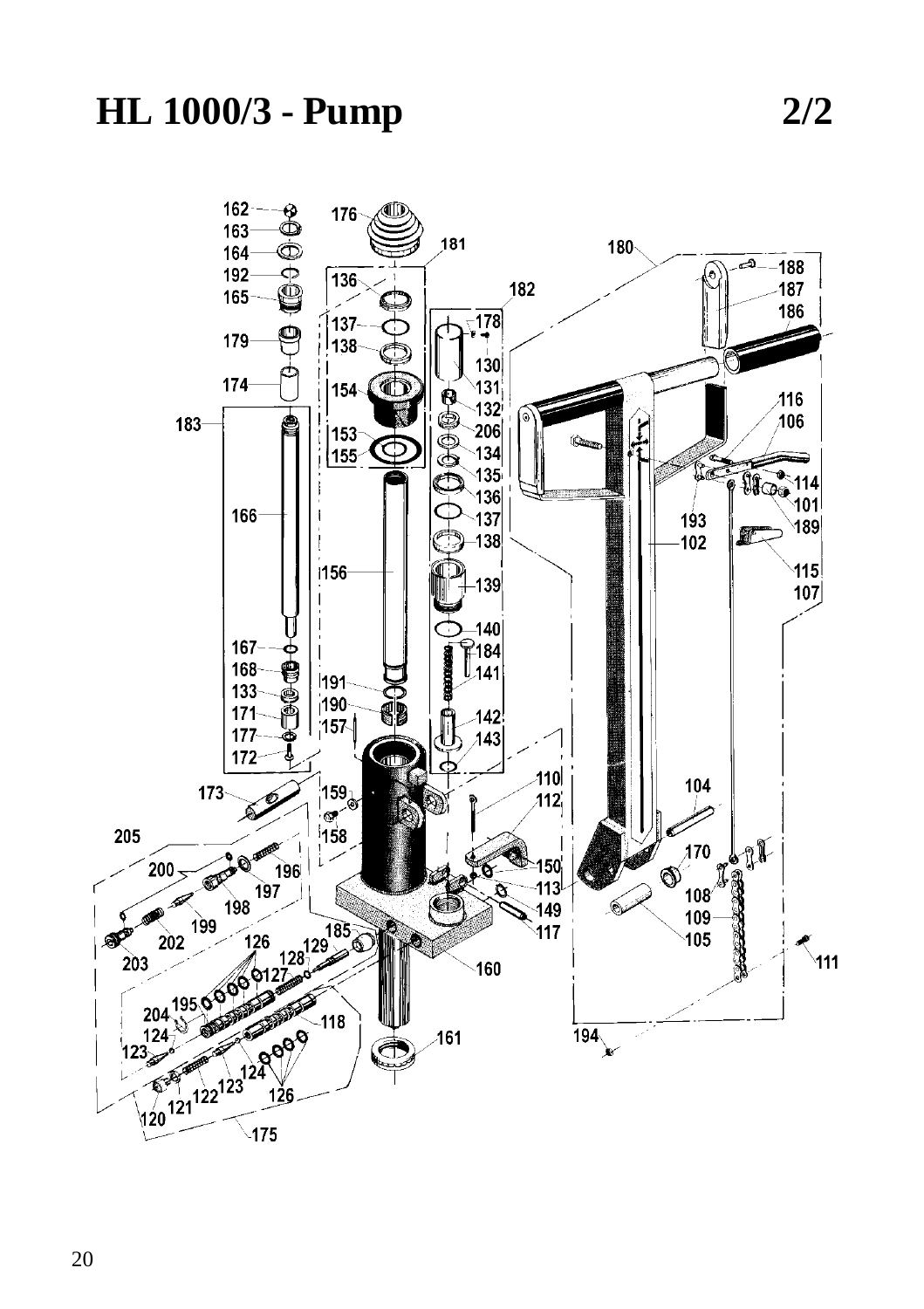# HL 1000/3 - Pump 2/2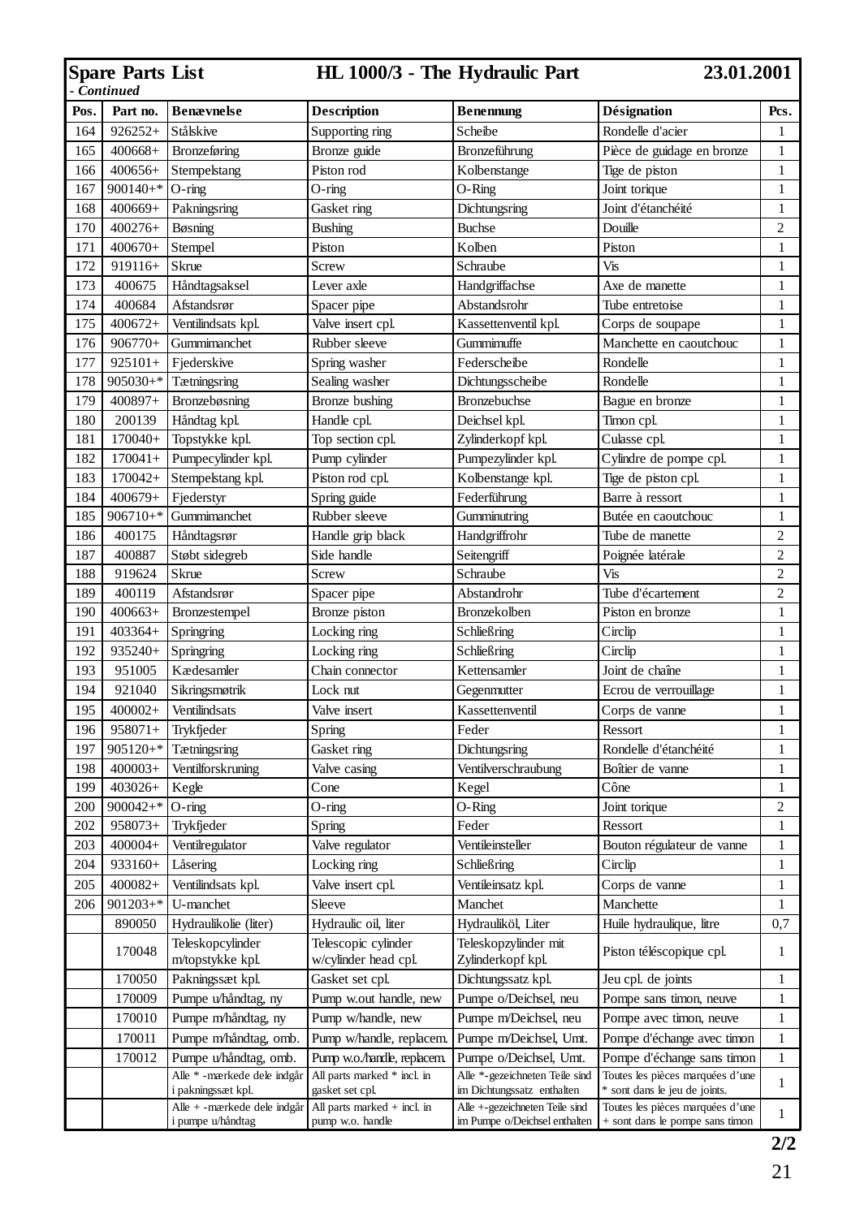## Spare Parts List HL 1000/3 - The Hydraulic Part 23.01.2001

*- Continued*

| Pos. | Part no. | Benævnelse | Description | Benennung | Désignation | Pcs. |
|---|---|---|---|---|---|---|
| 164 | 926252+ | Stålskive | Supporting ring | Scheibe | Rondelle d'acier | 1 |
| 165 | 400668+ | Bronzeføring | Bronze guide | Bronzeführung | Pièce de guidage en bronze | 1 |
| 166 | 400656+ | Stempelstang | Piston rod | Kolbenstange | Tige de piston | 1 |
| 167 | 900140+* | O-ring | O-ring | O-Ring | Joint torique | 1 |
| 168 | 400669+ | Pakningsring | Gasket ring | Dichtungsring | Joint d'étanchéité | 1 |
| 170 | 400276+ | Bøsning | Bushing | Buchse | Douille | 2 |
| 171 | 400670+ | Stempel | Piston | Kolben | Piston | 1 |
| 172 | 919116+ | Skrue | Screw | Schraube | Vis | 1 |
| 173 | 400675 | Håndtagsaksel | Lever axle | Handgriffachse | Axe de manette | 1 |
| 174 | 400684 | Afstandsrør | Spacer pipe | Abstandsrohr | Tube entretoise | 1 |
| 175 | 400672+ | Ventilindsats kpl. | Valve insert cpl. | Kassettenventil kpl. | Corps de soupape | 1 |
| 176 | 906770+ | Gummimanchet | Rubber sleeve | Gummimuffe | Manchette en caoutchouc | 1 |
| 177 | 925101+ | Fjederskive | Spring washer | Federscheibe | Rondelle | 1 |
| 178 | 905030+* | Tætningsring | Sealing washer | Dichtungsscheibe | Rondelle | 1 |
| 179 | 400897+ | Bronzebøsning | Bronze bushing | Bronzebuchse | Bague en bronze | 1 |
| 180 | 200139 | Håndtag kpl. | Handle cpl. | Deichsel kpl. | Timon cpl. | 1 |
| 181 | 170040+ | Topstykke kpl. | Top section cpl. | Zylinderkopf kpl. | Culasse cpl. | 1 |
| 182 | 170041+ | Pumpecylinder kpl. | Pump cylinder | Pumpezylinder kpl. | Cylindre de pompe cpl. | 1 |
| 183 | 170042+ | Stempelstang kpl. | Piston rod cpl. | Kolbenstange kpl. | Tige de piston cpl. | 1 |
| 184 | 400679+ | Fjederstyr | Spring guide | Federführung | Barre à ressort | 1 |
| 185 | 906710+* | Gummimanchet | Rubber sleeve | Gumminutring | Butée en caoutchouc | 1 |
| 186 | 400175 | Håndtagsrør | Handle grip black | Handgriffrohr | Tube de manette | 2 |
| 187 | 400887 | Støbt sidegreb | Side handle | Seitengriff | Poignée latérale | 2 |
| 188 | 919624 | Skrue | Screw | Schraube | Vis | 2 |
| 189 | 400119 | Afstandsrør | Spacer pipe | Abstandrohr | Tube d'écartement | 2 |
| 190 | 400663+ | Bronzestempel | Bronze piston | Bronzekolben | Piston en bronze | 1 |
| 191 | 403364+ | Springring | Locking ring | Schließring | Circlip | 1 |
| 192 | 935240+ | Springring | Locking ring | Schließring | Circlip | 1 |
| 193 | 951005 | Kædesamler | Chain connector | Kettensamler | Joint de chaîne | 1 |
| 194 | 921040 | Sikringsmøtrik | Lock nut | Gegenmutter | Ecrou de verrouillage | 1 |
| 195 | 400002+ | Ventilindsats | Valve insert | Kassettenventil | Corps de vanne | 1 |
| 196 | 958071+ | Trykfjeder | Spring | Feder | Ressort | 1 |
| 197 | 905120+* | Tætningsring | Gasket ring | Dichtungsring | Rondelle d'étanchéité | 1 |
| 198 | 400003+ | Ventilforskruning | Valve casing | Ventilverschraubung | Boîtier de vanne | 1 |
| 199 | 403026+ | Kegle | Cone | Kegel | Cône | 1 |
| 200 | 900042+* | O-ring | O-ring | O-Ring | Joint torique | 2 |
| 202 | 958073+ | Trykfjeder | Spring | Feder | Ressort | 1 |
| 203 | 400004+ | Ventilregulator | Valve regulator | Ventileinsteller | Bouton régulateur de vanne | 1 |
| 204 | 933160+ | Låsering | Locking ring | Schließring | Circlip | 1 |
| 205 | 400082+ | Ventilindsats kpl. | Valve insert cpl. | Ventileinsatz kpl. | Corps de vanne | 1 |
| 206 | 901203+* | U-manchet | Sleeve | Manchet | Manchette | 1 |
| | 890050 | Hydraulikolie (liter) | Hydraulic oil, liter | Hydrauliköl, Liter | Huile hydraulique, litre | 0,7 |
| | 170048 | Teleskopcylinder m/topstykke kpl. | Telescopic cylinder w/cylinder head cpl. | Teleskopzylinder mit Zylinderkopf kpl. | Piston téléscopique cpl. | 1 |
| | 170050 | Pakningssæt kpl. | Gasket set cpl. | Dichtungssatz kpl. | Jeu cpl. de joints | 1 |
| | 170009 | Pumpe u/håndtag, ny | Pump w.out handle, new | Pumpe o/Deichsel, neu | Pompe sans timon, neuve | 1 |
| | 170010 | Pumpe m/håndtag, ny | Pump w/handle, new | Pumpe m/Deichsel, neu | Pompe avec timon, neuve | 1 |
| | 170011 | Pumpe m/håndtag, omb. | Pump w/handle, replacem. | Pumpe m/Deichsel, Umt. | Pompe d'échange avec timon | 1 |
| | 170012 | Pumpe u/håndtag, omb. | Pump w.o./handle, replacem. | Pumpe o/Deichsel, Umt. | Pompe d'échange sans timon | 1 |
| | | Alle * -mærkede dele indgår i pakningssæt kpl. | All parts marked * incl. in gasket set cpl. | Alle *-gezeichneten Teile sind im Dichtungssatz enthalten | Toutes les pièces marquées d'une * sont dans le jeu de joints. | 1 |
| | | Alle + -mærkede dele indgår i pumpe u/håndtag | All parts marked + incl. in pump w.o. handle | Alle +-gezeichneten Teile sind im Pumpe o/Deichsel enthalten | Toutes les pièces marquées d'une + sont dans le pompe sans timon | 1 |

**2/2**